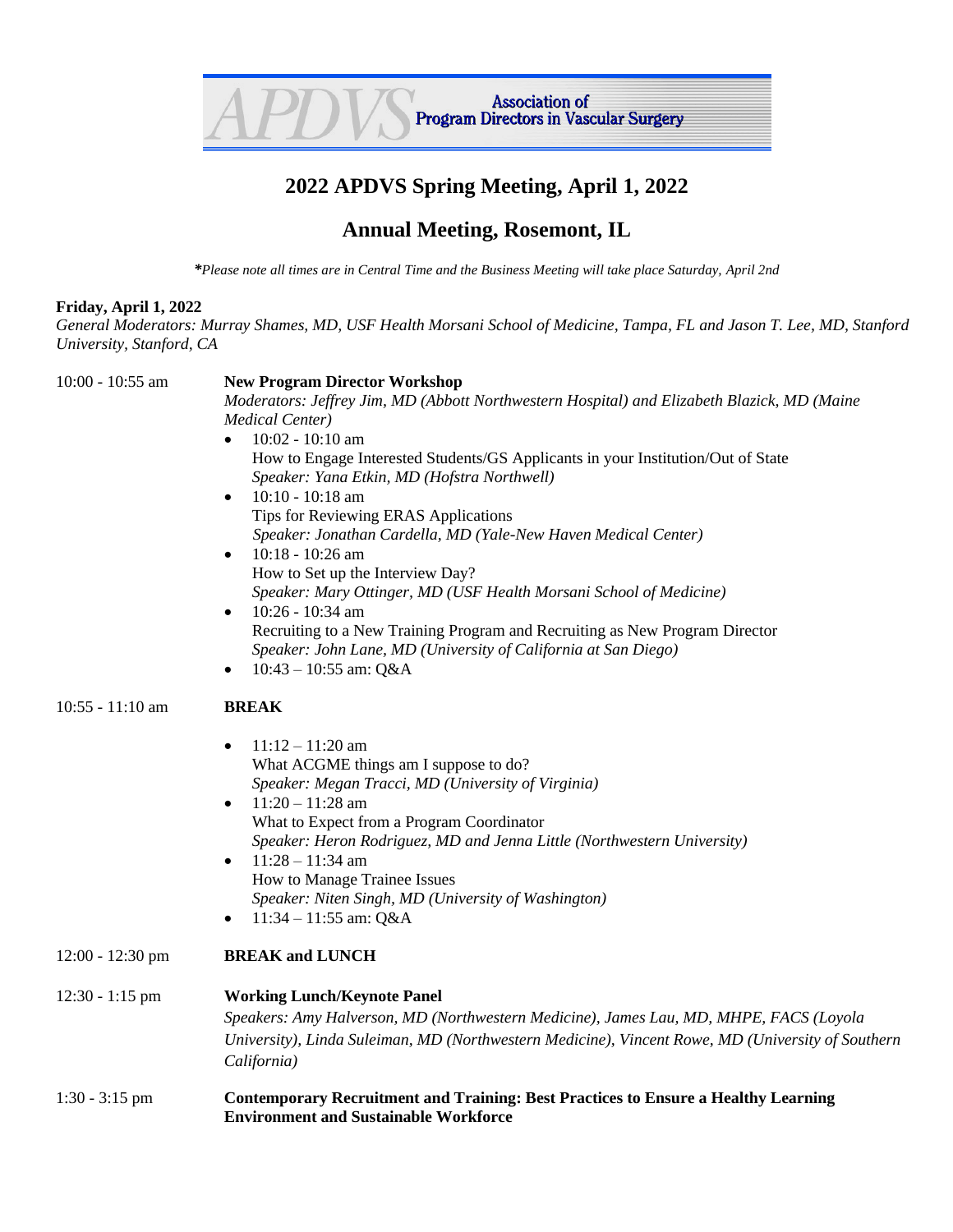Association of Program Directors in Vascular Surgery

# 2022 APDVS Spring Meeting, April 1, 2022

## Annual Meeting, Rosemont, IL

***Please note all times are in Central Time and the Business Meeting will take place Saturday, April 2nd*

**Friday, April 1, 2022**
*General Moderators: Murray Shames, MD, USF Health Morsani School of Medicine, Tampa, FL and Jason T. Lee, MD, Stanford University, Stanford, CA*

10:00 - 10:55 am **New Program Director Workshop**
*Moderators: Jeffrey Jim, MD (Abbott Northwestern Hospital) and Elizabeth Blazick, MD (Maine Medical Center)*

- 10:02 - 10:10 am
  How to Engage Interested Students/GS Applicants in your Institution/Out of State
  *Speaker: Yana Etkin, MD (Hofstra Northwell)*
- 10:10 - 10:18 am
  Tips for Reviewing ERAS Applications
  *Speaker: Jonathan Cardella, MD (Yale-New Haven Medical Center)*
- 10:18 - 10:26 am
  How to Set up the Interview Day?
  *Speaker: Mary Ottinger, MD (USF Health Morsani School of Medicine)*
- 10:26 - 10:34 am
  Recruiting to a New Training Program and Recruiting as New Program Director
  *Speaker: John Lane, MD (University of California at San Diego)*
- 10:43 – 10:55 am: Q&A

10:55 - 11:10 am **BREAK**

- 11:12 – 11:20 am
  What ACGME things am I suppose to do?
  *Speaker: Megan Tracci, MD (University of Virginia)*
- 11:20 – 11:28 am
  What to Expect from a Program Coordinator
  *Speaker: Heron Rodriguez, MD and Jenna Little (Northwestern University)*
- 11:28 – 11:34 am
  How to Manage Trainee Issues
  *Speaker: Niten Singh, MD (University of Washington)*
- 11:34 – 11:55 am: Q&A

12:00 - 12:30 pm **BREAK and LUNCH**

12:30 - 1:15 pm **Working Lunch/Keynote Panel**
*Speakers: Amy Halverson, MD (Northwestern Medicine), James Lau, MD, MHPE, FACS (Loyola University), Linda Suleiman, MD (Northwestern Medicine), Vincent Rowe, MD (University of Southern California)*

1:30 - 3:15 pm **Contemporary Recruitment and Training: Best Practices to Ensure a Healthy Learning Environment and Sustainable Workforce**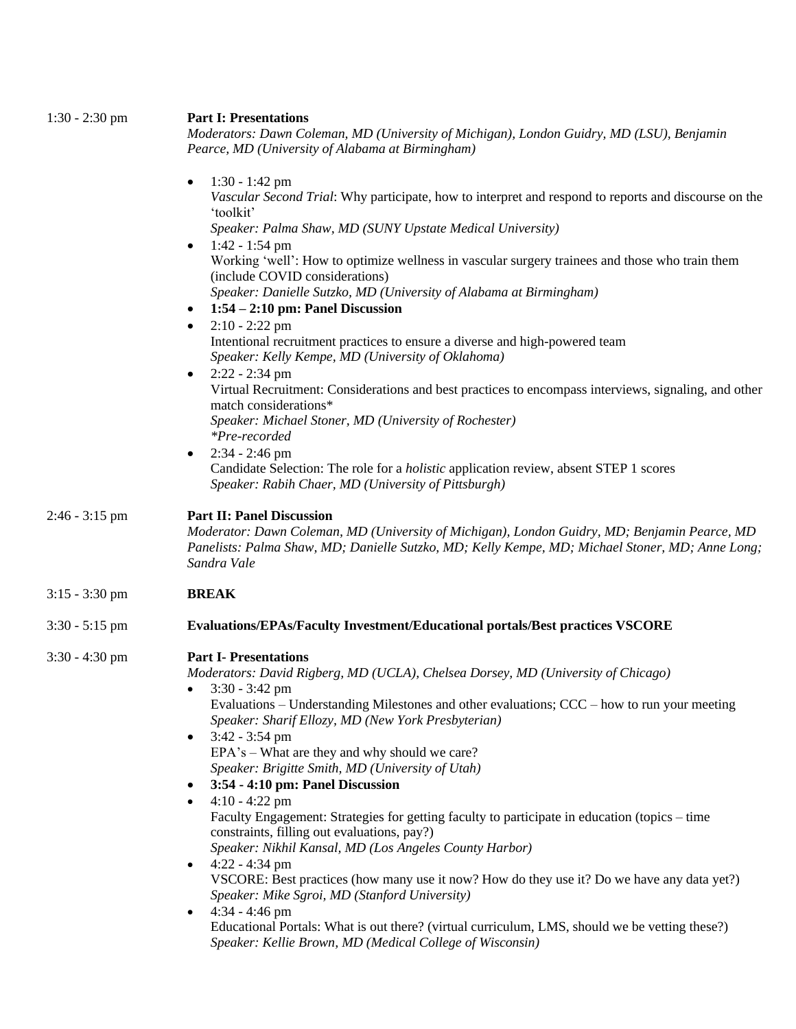**1:30 - 2:30 pm** — **Part I: Presentations**

*Moderators: Dawn Coleman, MD (University of Michigan), London Guidry, MD (LSU), Benjamin Pearce, MD (University of Alabama at Birmingham)*

- 1:30 - 1:42 pm
  *Vascular Second Trial*: Why participate, how to interpret and respond to reports and discourse on the 'toolkit'
  *Speaker: Palma Shaw, MD (SUNY Upstate Medical University)*
- 1:42 - 1:54 pm
  Working 'well': How to optimize wellness in vascular surgery trainees and those who train them (include COVID considerations)
  *Speaker: Danielle Sutzko, MD (University of Alabama at Birmingham)*
- **1:54 – 2:10 pm: Panel Discussion**
- 2:10 - 2:22 pm
  Intentional recruitment practices to ensure a diverse and high-powered team
  *Speaker: Kelly Kempe, MD (University of Oklahoma)*
- 2:22 - 2:34 pm
  Virtual Recruitment: Considerations and best practices to encompass interviews, signaling, and other match considerations*
  *Speaker: Michael Stoner, MD (University of Rochester)*
  **Pre-recorded*
- 2:34 - 2:46 pm
  Candidate Selection: The role for a *holistic* application review, absent STEP 1 scores
  *Speaker: Rabih Chaer, MD (University of Pittsburgh)*

**2:46 - 3:15 pm** — **Part II: Panel Discussion**

*Moderator: Dawn Coleman, MD (University of Michigan), London Guidry, MD; Benjamin Pearce, MD*
*Panelists: Palma Shaw, MD; Danielle Sutzko, MD; Kelly Kempe, MD; Michael Stoner, MD; Anne Long; Sandra Vale*

**3:15 - 3:30 pm** — **BREAK**

**3:30 - 5:15 pm** — **Evaluations/EPAs/Faculty Investment/Educational portals/Best practices VSCORE**

**3:30 - 4:30 pm** — **Part I- Presentations**

*Moderators: David Rigberg, MD (UCLA), Chelsea Dorsey, MD (University of Chicago)*

- 3:30 - 3:42 pm
  Evaluations – Understanding Milestones and other evaluations; CCC – how to run your meeting
  *Speaker: Sharif Ellozy, MD (New York Presbyterian)*
- 3:42 - 3:54 pm
  EPA's – What are they and why should we care?
  *Speaker: Brigitte Smith, MD (University of Utah)*
- **3:54 - 4:10 pm: Panel Discussion**
- 4:10 - 4:22 pm
  Faculty Engagement: Strategies for getting faculty to participate in education (topics – time constraints, filling out evaluations, pay?)
  *Speaker: Nikhil Kansal, MD (Los Angeles County Harbor)*
- 4:22 - 4:34 pm
  VSCORE: Best practices (how many use it now? How do they use it? Do we have any data yet?)
  *Speaker: Mike Sgroi, MD (Stanford University)*
- 4:34 - 4:46 pm
  Educational Portals: What is out there? (virtual curriculum, LMS, should we be vetting these?)
  *Speaker: Kellie Brown, MD (Medical College of Wisconsin)*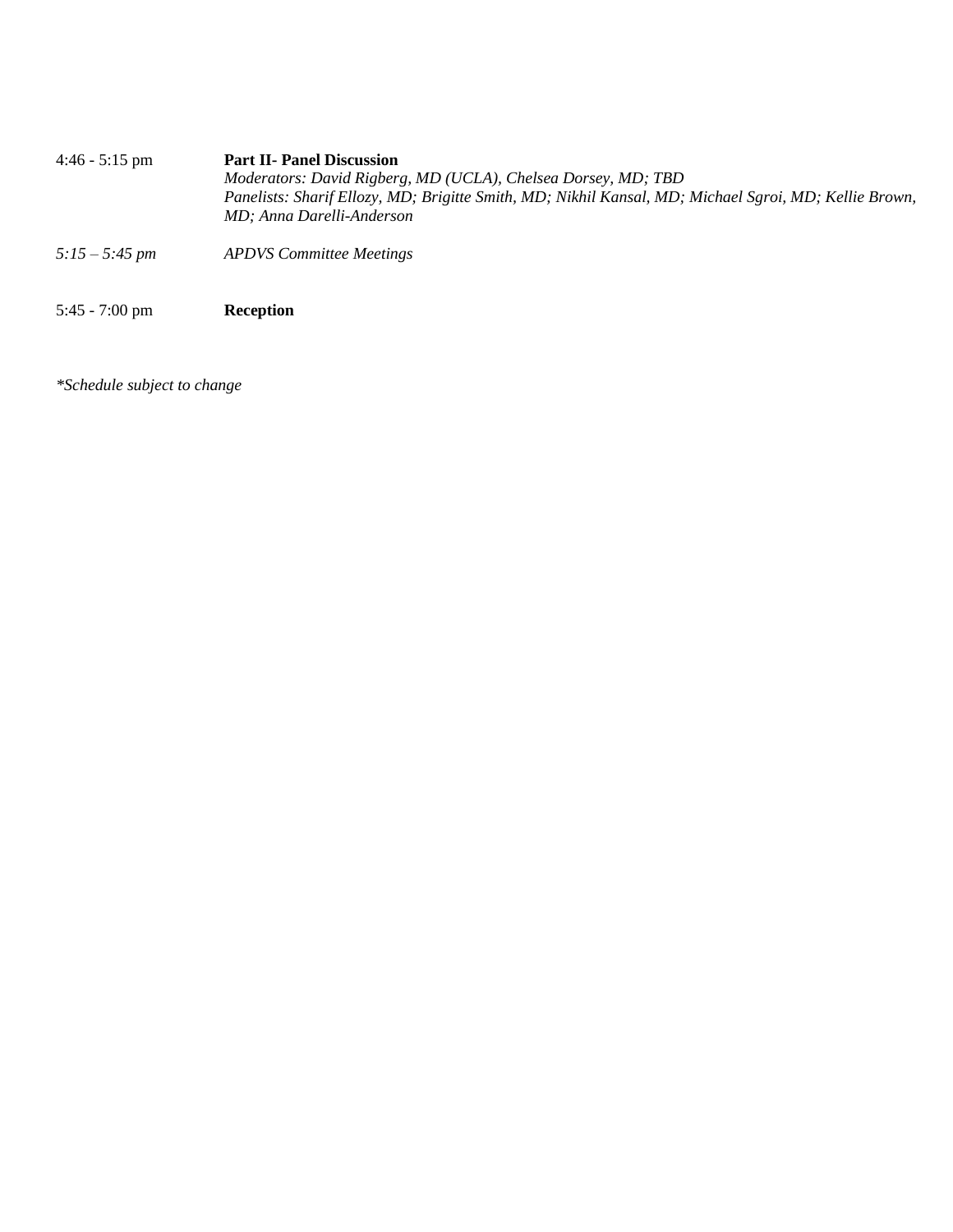| | |
|---|---|
| 4:46 - 5:15 pm | **Part II- Panel Discussion**<br>*Moderators: David Rigberg, MD (UCLA), Chelsea Dorsey, MD; TBD*<br>*Panelists: Sharif Ellozy, MD; Brigitte Smith, MD; Nikhil Kansal, MD; Michael Sgroi, MD; Kellie Brown, MD; Anna Darelli-Anderson* |
| *5:15 – 5:45 pm* | *APDVS Committee Meetings* |
| 5:45 - 7:00 pm | **Reception** |

*\*Schedule subject to change*